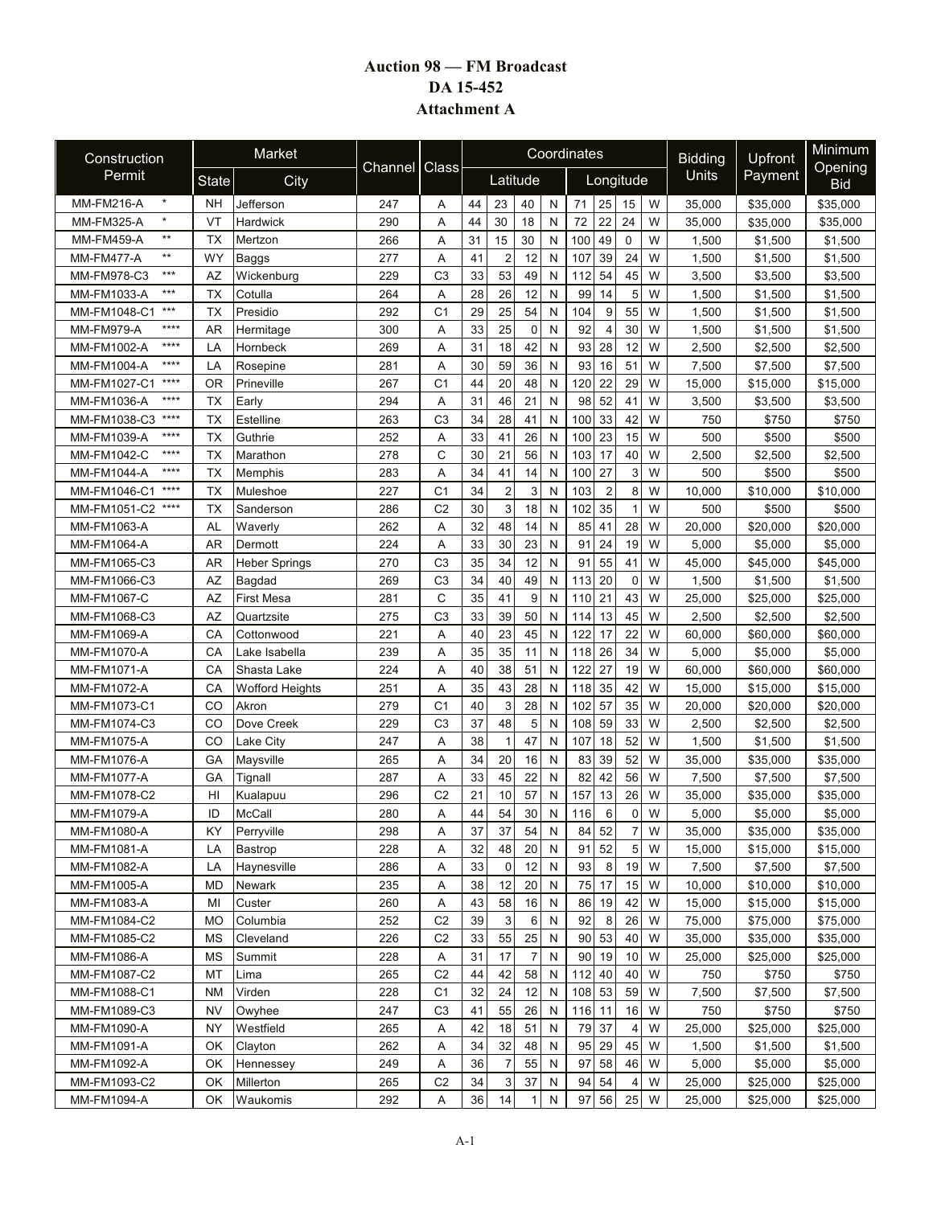# Auction 98 — FM Broadcast
## DA 15-452
## Attachment A

| Construction Permit | Market | | Channel | Class | Coordinates | | | | | | | | Bidding Units | Upfront Payment | Minimum Opening Bid |
|---|---|---|---|---|---|---|---|---|---|---|---|---|---|---|---|
| | State | City | | | Latitude | | | | Longitude | | | | | | |
| MM-FM216-A * | NH | Jefferson | 247 | A | 44 | 23 | 40 | N | 71 | 25 | 15 | W | 35,000 | $35,000 | $35,000 |
| MM-FM325-A * | VT | Hardwick | 290 | A | 44 | 30 | 18 | N | 72 | 22 | 24 | W | 35,000 | $35,000 | $35,000 |
| MM-FM459-A ** | TX | Mertzon | 266 | A | 31 | 15 | 30 | N | 100 | 49 | 0 | W | 1,500 | $1,500 | $1,500 |
| MM-FM477-A ** | WY | Baggs | 277 | A | 41 | 2 | 12 | N | 107 | 39 | 24 | W | 1,500 | $1,500 | $1,500 |
| MM-FM978-C3 *** | AZ | Wickenburg | 229 | C3 | 33 | 53 | 49 | N | 112 | 54 | 45 | W | 3,500 | $3,500 | $3,500 |
| MM-FM1033-A *** | TX | Cotulla | 264 | A | 28 | 26 | 12 | N | 99 | 14 | 5 | W | 1,500 | $1,500 | $1,500 |
| MM-FM1048-C1 *** | TX | Presidio | 292 | C1 | 29 | 25 | 54 | N | 104 | 9 | 55 | W | 1,500 | $1,500 | $1,500 |
| MM-FM979-A **** | AR | Hermitage | 300 | A | 33 | 25 | 0 | N | 92 | 4 | 30 | W | 1,500 | $1,500 | $1,500 |
| MM-FM1002-A **** | LA | Hornbeck | 269 | A | 31 | 18 | 42 | N | 93 | 28 | 12 | W | 2,500 | $2,500 | $2,500 |
| MM-FM1004-A **** | LA | Rosepine | 281 | A | 30 | 59 | 36 | N | 93 | 16 | 51 | W | 7,500 | $7,500 | $7,500 |
| MM-FM1027-C1 **** | OR | Prineville | 267 | C1 | 44 | 20 | 48 | N | 120 | 22 | 29 | W | 15,000 | $15,000 | $15,000 |
| MM-FM1036-A **** | TX | Early | 294 | A | 31 | 46 | 21 | N | 98 | 52 | 41 | W | 3,500 | $3,500 | $3,500 |
| MM-FM1038-C3 **** | TX | Estelline | 263 | C3 | 34 | 28 | 41 | N | 100 | 33 | 42 | W | 750 | $750 | $750 |
| MM-FM1039-A **** | TX | Guthrie | 252 | A | 33 | 41 | 26 | N | 100 | 23 | 15 | W | 500 | $500 | $500 |
| MM-FM1042-C **** | TX | Marathon | 278 | C | 30 | 21 | 56 | N | 103 | 17 | 40 | W | 2,500 | $2,500 | $2,500 |
| MM-FM1044-A **** | TX | Memphis | 283 | A | 34 | 41 | 14 | N | 100 | 27 | 3 | W | 500 | $500 | $500 |
| MM-FM1046-C1 **** | TX | Muleshoe | 227 | C1 | 34 | 2 | 3 | N | 103 | 2 | 8 | W | 10,000 | $10,000 | $10,000 |
| MM-FM1051-C2 **** | TX | Sanderson | 286 | C2 | 30 | 3 | 18 | N | 102 | 35 | 1 | W | 500 | $500 | $500 |
| MM-FM1063-A | AL | Waverly | 262 | A | 32 | 48 | 14 | N | 85 | 41 | 28 | W | 20,000 | $20,000 | $20,000 |
| MM-FM1064-A | AR | Dermott | 224 | A | 33 | 30 | 23 | N | 91 | 24 | 19 | W | 5,000 | $5,000 | $5,000 |
| MM-FM1065-C3 | AR | Heber Springs | 270 | C3 | 35 | 34 | 12 | N | 91 | 55 | 41 | W | 45,000 | $45,000 | $45,000 |
| MM-FM1066-C3 | AZ | Bagdad | 269 | C3 | 34 | 40 | 49 | N | 113 | 20 | 0 | W | 1,500 | $1,500 | $1,500 |
| MM-FM1067-C | AZ | First Mesa | 281 | C | 35 | 41 | 9 | N | 110 | 21 | 43 | W | 25,000 | $25,000 | $25,000 |
| MM-FM1068-C3 | AZ | Quartzsite | 275 | C3 | 33 | 39 | 50 | N | 114 | 13 | 45 | W | 2,500 | $2,500 | $2,500 |
| MM-FM1069-A | CA | Cottonwood | 221 | A | 40 | 23 | 45 | N | 122 | 17 | 22 | W | 60,000 | $60,000 | $60,000 |
| MM-FM1070-A | CA | Lake Isabella | 239 | A | 35 | 35 | 11 | N | 118 | 26 | 34 | W | 5,000 | $5,000 | $5,000 |
| MM-FM1071-A | CA | Shasta Lake | 224 | A | 40 | 38 | 51 | N | 122 | 27 | 19 | W | 60,000 | $60,000 | $60,000 |
| MM-FM1072-A | CA | Wofford Heights | 251 | A | 35 | 43 | 28 | N | 118 | 35 | 42 | W | 15,000 | $15,000 | $15,000 |
| MM-FM1073-C1 | CO | Akron | 279 | C1 | 40 | 3 | 28 | N | 102 | 57 | 35 | W | 20,000 | $20,000 | $20,000 |
| MM-FM1074-C3 | CO | Dove Creek | 229 | C3 | 37 | 48 | 5 | N | 108 | 59 | 33 | W | 2,500 | $2,500 | $2,500 |
| MM-FM1075-A | CO | Lake City | 247 | A | 38 | 1 | 47 | N | 107 | 18 | 52 | W | 1,500 | $1,500 | $1,500 |
| MM-FM1076-A | GA | Maysville | 265 | A | 34 | 20 | 16 | N | 83 | 39 | 52 | W | 35,000 | $35,000 | $35,000 |
| MM-FM1077-A | GA | Tignall | 287 | A | 33 | 45 | 22 | N | 82 | 42 | 56 | W | 7,500 | $7,500 | $7,500 |
| MM-FM1078-C2 | HI | Kualapuu | 296 | C2 | 21 | 10 | 57 | N | 157 | 13 | 26 | W | 35,000 | $35,000 | $35,000 |
| MM-FM1079-A | ID | McCall | 280 | A | 44 | 54 | 30 | N | 116 | 6 | 0 | W | 5,000 | $5,000 | $5,000 |
| MM-FM1080-A | KY | Perryville | 298 | A | 37 | 37 | 54 | N | 84 | 52 | 7 | W | 35,000 | $35,000 | $35,000 |
| MM-FM1081-A | LA | Bastrop | 228 | A | 32 | 48 | 20 | N | 91 | 52 | 5 | W | 15,000 | $15,000 | $15,000 |
| MM-FM1082-A | LA | Haynesville | 286 | A | 33 | 0 | 12 | N | 93 | 8 | 19 | W | 7,500 | $7,500 | $7,500 |
| MM-FM1005-A | MD | Newark | 235 | A | 38 | 12 | 20 | N | 75 | 17 | 15 | W | 10,000 | $10,000 | $10,000 |
| MM-FM1083-A | MI | Custer | 260 | A | 43 | 58 | 16 | N | 86 | 19 | 42 | W | 15,000 | $15,000 | $15,000 |
| MM-FM1084-C2 | MO | Columbia | 252 | C2 | 39 | 3 | 6 | N | 92 | 8 | 26 | W | 75,000 | $75,000 | $75,000 |
| MM-FM1085-C2 | MS | Cleveland | 226 | C2 | 33 | 55 | 25 | N | 90 | 53 | 40 | W | 35,000 | $35,000 | $35,000 |
| MM-FM1086-A | MS | Summit | 228 | A | 31 | 17 | 7 | N | 90 | 19 | 10 | W | 25,000 | $25,000 | $25,000 |
| MM-FM1087-C2 | MT | Lima | 265 | C2 | 44 | 42 | 58 | N | 112 | 40 | 40 | W | 750 | $750 | $750 |
| MM-FM1088-C1 | NM | Virden | 228 | C1 | 32 | 24 | 12 | N | 108 | 53 | 59 | W | 7,500 | $7,500 | $7,500 |
| MM-FM1089-C3 | NV | Owyhee | 247 | C3 | 41 | 55 | 26 | N | 116 | 11 | 16 | W | 750 | $750 | $750 |
| MM-FM1090-A | NY | Westfield | 265 | A | 42 | 18 | 51 | N | 79 | 37 | 4 | W | 25,000 | $25,000 | $25,000 |
| MM-FM1091-A | OK | Clayton | 262 | A | 34 | 32 | 48 | N | 95 | 29 | 45 | W | 1,500 | $1,500 | $1,500 |
| MM-FM1092-A | OK | Hennessey | 249 | A | 36 | 7 | 55 | N | 97 | 58 | 46 | W | 5,000 | $5,000 | $5,000 |
| MM-FM1093-C2 | OK | Millerton | 265 | C2 | 34 | 3 | 37 | N | 94 | 54 | 4 | W | 25,000 | $25,000 | $25,000 |
| MM-FM1094-A | OK | Waukomis | 292 | A | 36 | 14 | 1 | N | 97 | 56 | 25 | W | 25,000 | $25,000 | $25,000 |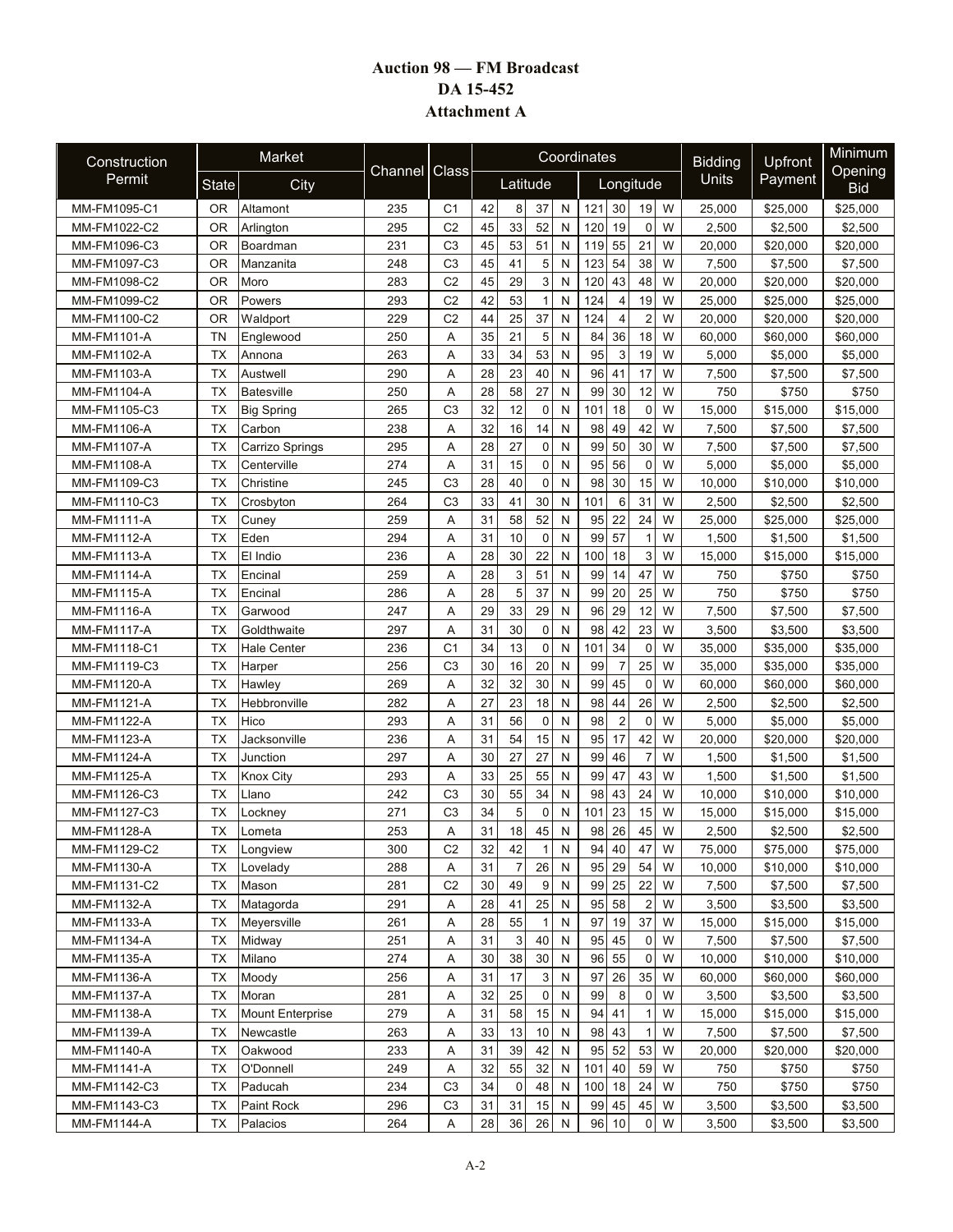# Auction 98 — FM Broadcast
## DA 15-452
## Attachment A

| Construction Permit | Market | | Channel | Class | Coordinates | | | | | | | | Bidding Units | Upfront Payment | Minimum Opening Bid |
|---|---|---|---|---|---|---|---|---|---|---|---|---|---|---|---|
| | State | City | | | Latitude | | | | Longitude | | | | | | |
| MM-FM1095-C1 | OR | Altamont | 235 | C1 | 42 | 8 | 37 | N | 121 | 30 | 19 | W | 25,000 | $25,000 | $25,000 |
| MM-FM1022-C2 | OR | Arlington | 295 | C2 | 45 | 33 | 52 | N | 120 | 19 | 0 | W | 2,500 | $2,500 | $2,500 |
| MM-FM1096-C3 | OR | Boardman | 231 | C3 | 45 | 53 | 51 | N | 119 | 55 | 21 | W | 20,000 | $20,000 | $20,000 |
| MM-FM1097-C3 | OR | Manzanita | 248 | C3 | 45 | 41 | 5 | N | 123 | 54 | 38 | W | 7,500 | $7,500 | $7,500 |
| MM-FM1098-C2 | OR | Moro | 283 | C2 | 45 | 29 | 3 | N | 120 | 43 | 48 | W | 20,000 | $20,000 | $20,000 |
| MM-FM1099-C2 | OR | Powers | 293 | C2 | 42 | 53 | 1 | N | 124 | 4 | 19 | W | 25,000 | $25,000 | $25,000 |
| MM-FM1100-C2 | OR | Waldport | 229 | C2 | 44 | 25 | 37 | N | 124 | 4 | 2 | W | 20,000 | $20,000 | $20,000 |
| MM-FM1101-A | TN | Englewood | 250 | A | 35 | 21 | 5 | N | 84 | 36 | 18 | W | 60,000 | $60,000 | $60,000 |
| MM-FM1102-A | TX | Annona | 263 | A | 33 | 34 | 53 | N | 95 | 3 | 19 | W | 5,000 | $5,000 | $5,000 |
| MM-FM1103-A | TX | Austwell | 290 | A | 28 | 23 | 40 | N | 96 | 41 | 17 | W | 7,500 | $7,500 | $7,500 |
| MM-FM1104-A | TX | Batesville | 250 | A | 28 | 58 | 27 | N | 99 | 30 | 12 | W | 750 | $750 | $750 |
| MM-FM1105-C3 | TX | Big Spring | 265 | C3 | 32 | 12 | 0 | N | 101 | 18 | 0 | W | 15,000 | $15,000 | $15,000 |
| MM-FM1106-A | TX | Carbon | 238 | A | 32 | 16 | 14 | N | 98 | 49 | 42 | W | 7,500 | $7,500 | $7,500 |
| MM-FM1107-A | TX | Carrizo Springs | 295 | A | 28 | 27 | 0 | N | 99 | 50 | 30 | W | 7,500 | $7,500 | $7,500 |
| MM-FM1108-A | TX | Centerville | 274 | A | 31 | 15 | 0 | N | 95 | 56 | 0 | W | 5,000 | $5,000 | $5,000 |
| MM-FM1109-C3 | TX | Christine | 245 | C3 | 28 | 40 | 0 | N | 98 | 30 | 15 | W | 10,000 | $10,000 | $10,000 |
| MM-FM1110-C3 | TX | Crosbyton | 264 | C3 | 33 | 41 | 30 | N | 101 | 6 | 31 | W | 2,500 | $2,500 | $2,500 |
| MM-FM1111-A | TX | Cuney | 259 | A | 31 | 58 | 52 | N | 95 | 22 | 24 | W | 25,000 | $25,000 | $25,000 |
| MM-FM1112-A | TX | Eden | 294 | A | 31 | 10 | 0 | N | 99 | 57 | 1 | W | 1,500 | $1,500 | $1,500 |
| MM-FM1113-A | TX | El Indio | 236 | A | 28 | 30 | 22 | N | 100 | 18 | 3 | W | 15,000 | $15,000 | $15,000 |
| MM-FM1114-A | TX | Encinal | 259 | A | 28 | 3 | 51 | N | 99 | 14 | 47 | W | 750 | $750 | $750 |
| MM-FM1115-A | TX | Encinal | 286 | A | 28 | 5 | 37 | N | 99 | 20 | 25 | W | 750 | $750 | $750 |
| MM-FM1116-A | TX | Garwood | 247 | A | 29 | 33 | 29 | N | 96 | 29 | 12 | W | 7,500 | $7,500 | $7,500 |
| MM-FM1117-A | TX | Goldthwaite | 297 | A | 31 | 30 | 0 | N | 98 | 42 | 23 | W | 3,500 | $3,500 | $3,500 |
| MM-FM1118-C1 | TX | Hale Center | 236 | C1 | 34 | 13 | 0 | N | 101 | 34 | 0 | W | 35,000 | $35,000 | $35,000 |
| MM-FM1119-C3 | TX | Harper | 256 | C3 | 30 | 16 | 20 | N | 99 | 7 | 25 | W | 35,000 | $35,000 | $35,000 |
| MM-FM1120-A | TX | Hawley | 269 | A | 32 | 32 | 30 | N | 99 | 45 | 0 | W | 60,000 | $60,000 | $60,000 |
| MM-FM1121-A | TX | Hebbronville | 282 | A | 27 | 23 | 18 | N | 98 | 44 | 26 | W | 2,500 | $2,500 | $2,500 |
| MM-FM1122-A | TX | Hico | 293 | A | 31 | 56 | 0 | N | 98 | 2 | 0 | W | 5,000 | $5,000 | $5,000 |
| MM-FM1123-A | TX | Jacksonville | 236 | A | 31 | 54 | 15 | N | 95 | 17 | 42 | W | 20,000 | $20,000 | $20,000 |
| MM-FM1124-A | TX | Junction | 297 | A | 30 | 27 | 27 | N | 99 | 46 | 7 | W | 1,500 | $1,500 | $1,500 |
| MM-FM1125-A | TX | Knox City | 293 | A | 33 | 25 | 55 | N | 99 | 47 | 43 | W | 1,500 | $1,500 | $1,500 |
| MM-FM1126-C3 | TX | Llano | 242 | C3 | 30 | 55 | 34 | N | 98 | 43 | 24 | W | 10,000 | $10,000 | $10,000 |
| MM-FM1127-C3 | TX | Lockney | 271 | C3 | 34 | 5 | 0 | N | 101 | 23 | 15 | W | 15,000 | $15,000 | $15,000 |
| MM-FM1128-A | TX | Lometa | 253 | A | 31 | 18 | 45 | N | 98 | 26 | 45 | W | 2,500 | $2,500 | $2,500 |
| MM-FM1129-C2 | TX | Longview | 300 | C2 | 32 | 42 | 1 | N | 94 | 40 | 47 | W | 75,000 | $75,000 | $75,000 |
| MM-FM1130-A | TX | Lovelady | 288 | A | 31 | 7 | 26 | N | 95 | 29 | 54 | W | 10,000 | $10,000 | $10,000 |
| MM-FM1131-C2 | TX | Mason | 281 | C2 | 30 | 49 | 9 | N | 99 | 25 | 22 | W | 7,500 | $7,500 | $7,500 |
| MM-FM1132-A | TX | Matagorda | 291 | A | 28 | 41 | 25 | N | 95 | 58 | 2 | W | 3,500 | $3,500 | $3,500 |
| MM-FM1133-A | TX | Meyersville | 261 | A | 28 | 55 | 1 | N | 97 | 19 | 37 | W | 15,000 | $15,000 | $15,000 |
| MM-FM1134-A | TX | Midway | 251 | A | 31 | 3 | 40 | N | 95 | 45 | 0 | W | 7,500 | $7,500 | $7,500 |
| MM-FM1135-A | TX | Milano | 274 | A | 30 | 38 | 30 | N | 96 | 55 | 0 | W | 10,000 | $10,000 | $10,000 |
| MM-FM1136-A | TX | Moody | 256 | A | 31 | 17 | 3 | N | 97 | 26 | 35 | W | 60,000 | $60,000 | $60,000 |
| MM-FM1137-A | TX | Moran | 281 | A | 32 | 25 | 0 | N | 99 | 8 | 0 | W | 3,500 | $3,500 | $3,500 |
| MM-FM1138-A | TX | Mount Enterprise | 279 | A | 31 | 58 | 15 | N | 94 | 41 | 1 | W | 15,000 | $15,000 | $15,000 |
| MM-FM1139-A | TX | Newcastle | 263 | A | 33 | 13 | 10 | N | 98 | 43 | 1 | W | 7,500 | $7,500 | $7,500 |
| MM-FM1140-A | TX | Oakwood | 233 | A | 31 | 39 | 42 | N | 95 | 52 | 53 | W | 20,000 | $20,000 | $20,000 |
| MM-FM1141-A | TX | O'Donnell | 249 | A | 32 | 55 | 32 | N | 101 | 40 | 59 | W | 750 | $750 | $750 |
| MM-FM1142-C3 | TX | Paducah | 234 | C3 | 34 | 0 | 48 | N | 100 | 18 | 24 | W | 750 | $750 | $750 |
| MM-FM1143-C3 | TX | Paint Rock | 296 | C3 | 31 | 31 | 15 | N | 99 | 45 | 45 | W | 3,500 | $3,500 | $3,500 |
| MM-FM1144-A | TX | Palacios | 264 | A | 28 | 36 | 26 | N | 96 | 10 | 0 | W | 3,500 | $3,500 | $3,500 |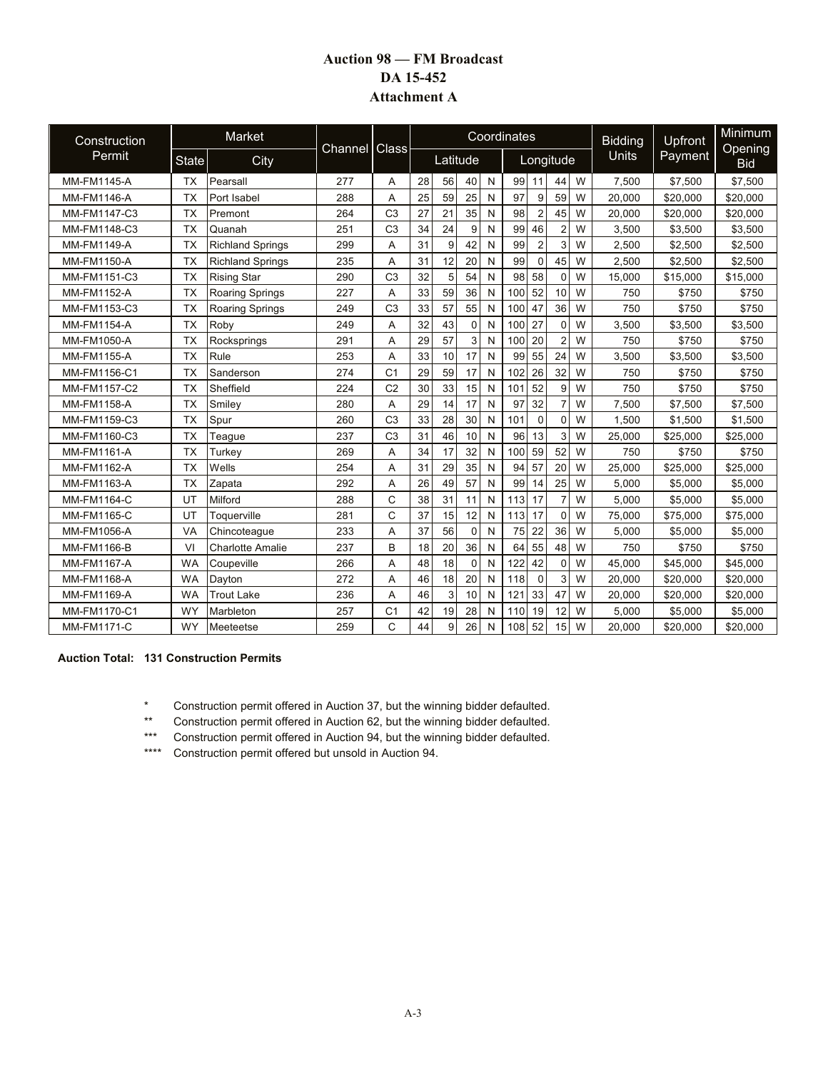# Auction 98 — FM Broadcast
## DA 15-452
## Attachment A

| Construction Permit | Market | | Channel | Class | Coordinates | | | | | | | | Bidding Units | Upfront Payment | Minimum Opening Bid |
|---|---|---|---|---|---|---|---|---|---|---|---|---|---|---|---|
| | State | City | | | Latitude | | | | Longitude | | | | | | |
| MM-FM1145-A | TX | Pearsall | 277 | A | 28 | 56 | 40 | N | 99 | 11 | 44 | W | 7,500 | $7,500 | $7,500 |
| MM-FM1146-A | TX | Port Isabel | 288 | A | 25 | 59 | 25 | N | 97 | 9 | 59 | W | 20,000 | $20,000 | $20,000 |
| MM-FM1147-C3 | TX | Premont | 264 | C3 | 27 | 21 | 35 | N | 98 | 2 | 45 | W | 20,000 | $20,000 | $20,000 |
| MM-FM1148-C3 | TX | Quanah | 251 | C3 | 34 | 24 | 9 | N | 99 | 46 | 2 | W | 3,500 | $3,500 | $3,500 |
| MM-FM1149-A | TX | Richland Springs | 299 | A | 31 | 9 | 42 | N | 99 | 2 | 3 | W | 2,500 | $2,500 | $2,500 |
| MM-FM1150-A | TX | Richland Springs | 235 | A | 31 | 12 | 20 | N | 99 | 0 | 45 | W | 2,500 | $2,500 | $2,500 |
| MM-FM1151-C3 | TX | Rising Star | 290 | C3 | 32 | 5 | 54 | N | 98 | 58 | 0 | W | 15,000 | $15,000 | $15,000 |
| MM-FM1152-A | TX | Roaring Springs | 227 | A | 33 | 59 | 36 | N | 100 | 52 | 10 | W | 750 | $750 | $750 |
| MM-FM1153-C3 | TX | Roaring Springs | 249 | C3 | 33 | 57 | 55 | N | 100 | 47 | 36 | W | 750 | $750 | $750 |
| MM-FM1154-A | TX | Roby | 249 | A | 32 | 43 | 0 | N | 100 | 27 | 0 | W | 3,500 | $3,500 | $3,500 |
| MM-FM1050-A | TX | Rocksprings | 291 | A | 29 | 57 | 3 | N | 100 | 20 | 2 | W | 750 | $750 | $750 |
| MM-FM1155-A | TX | Rule | 253 | A | 33 | 10 | 17 | N | 99 | 55 | 24 | W | 3,500 | $3,500 | $3,500 |
| MM-FM1156-C1 | TX | Sanderson | 274 | C1 | 29 | 59 | 17 | N | 102 | 26 | 32 | W | 750 | $750 | $750 |
| MM-FM1157-C2 | TX | Sheffield | 224 | C2 | 30 | 33 | 15 | N | 101 | 52 | 9 | W | 750 | $750 | $750 |
| MM-FM1158-A | TX | Smiley | 280 | A | 29 | 14 | 17 | N | 97 | 32 | 7 | W | 7,500 | $7,500 | $7,500 |
| MM-FM1159-C3 | TX | Spur | 260 | C3 | 33 | 28 | 30 | N | 101 | 0 | 0 | W | 1,500 | $1,500 | $1,500 |
| MM-FM1160-C3 | TX | Teague | 237 | C3 | 31 | 46 | 10 | N | 96 | 13 | 3 | W | 25,000 | $25,000 | $25,000 |
| MM-FM1161-A | TX | Turkey | 269 | A | 34 | 17 | 32 | N | 100 | 59 | 52 | W | 750 | $750 | $750 |
| MM-FM1162-A | TX | Wells | 254 | A | 31 | 29 | 35 | N | 94 | 57 | 20 | W | 25,000 | $25,000 | $25,000 |
| MM-FM1163-A | TX | Zapata | 292 | A | 26 | 49 | 57 | N | 99 | 14 | 25 | W | 5,000 | $5,000 | $5,000 |
| MM-FM1164-C | UT | Milford | 288 | C | 38 | 31 | 11 | N | 113 | 17 | 7 | W | 5,000 | $5,000 | $5,000 |
| MM-FM1165-C | UT | Toquerville | 281 | C | 37 | 15 | 12 | N | 113 | 17 | 0 | W | 75,000 | $75,000 | $75,000 |
| MM-FM1056-A | VA | Chincoteague | 233 | A | 37 | 56 | 0 | N | 75 | 22 | 36 | W | 5,000 | $5,000 | $5,000 |
| MM-FM1166-B | VI | Charlotte Amalie | 237 | B | 18 | 20 | 36 | N | 64 | 55 | 48 | W | 750 | $750 | $750 |
| MM-FM1167-A | WA | Coupeville | 266 | A | 48 | 18 | 0 | N | 122 | 42 | 0 | W | 45,000 | $45,000 | $45,000 |
| MM-FM1168-A | WA | Dayton | 272 | A | 46 | 18 | 20 | N | 118 | 0 | 3 | W | 20,000 | $20,000 | $20,000 |
| MM-FM1169-A | WA | Trout Lake | 236 | A | 46 | 3 | 10 | N | 121 | 33 | 47 | W | 20,000 | $20,000 | $20,000 |
| MM-FM1170-C1 | WY | Marbleton | 257 | C1 | 42 | 19 | 28 | N | 110 | 19 | 12 | W | 5,000 | $5,000 | $5,000 |
| MM-FM1171-C | WY | Meeteetse | 259 | C | 44 | 9 | 26 | N | 108 | 52 | 15 | W | 20,000 | $20,000 | $20,000 |

**Auction Total: 131 Construction Permits**

\* Construction permit offered in Auction 37, but the winning bidder defaulted.

\*\* Construction permit offered in Auction 62, but the winning bidder defaulted.

\*\*\* Construction permit offered in Auction 94, but the winning bidder defaulted.

\*\*\*\* Construction permit offered but unsold in Auction 94.